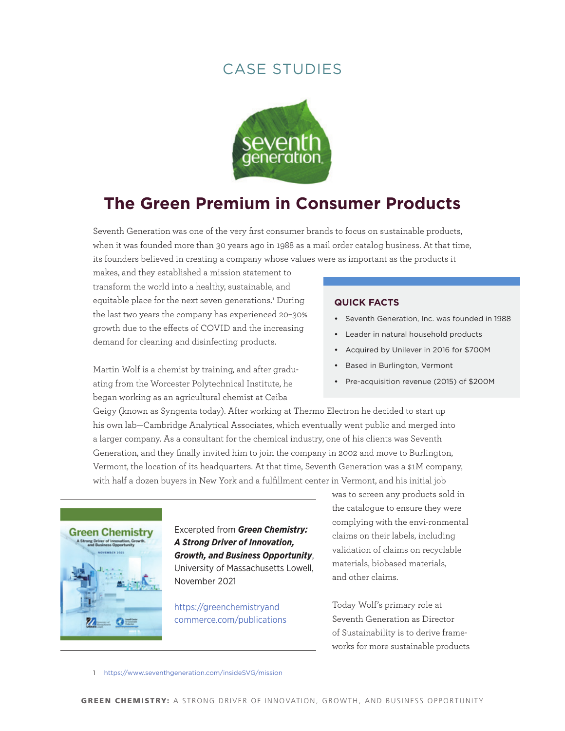CASE STUDIES

# The Green Premium in Consumer Products

Seventh Generation was one of the very first consumer brands to focus on sustainable products, when it was founded more than 30 years ago in 1988 as a mail order catalog business. At that time, its founders believed in creating a company whose values were as important as the products it makes, and they established a mission statement to transform the world into a healthy, sustainable, and equitable place for the next seven generations.[1] During the last two years the company has experienced 20–30% growth due to the effects of COVID and the increasing demand for cleaning and disinfecting products.

Martin Wolf is a chemist by training, and after graduating from the Worcester Polytechnical Institute, he began working as an agricultural chemist at Ceiba Geigy (known as Syngenta today). After working at Thermo Electron he decided to start up his own lab—Cambridge Analytical Associates, which eventually went public and merged into a larger company. As a consultant for the chemical industry, one of his clients was Seventh Generation, and they finally invited him to join the company in 2002 and move to Burlington, Vermont, the location of its headquarters. At that time, Seventh Generation was a $1M company, with half a dozen buyers in New York and a fulfillment center in Vermont, and his initial job was to screen any products sold in the catalogue to ensure they were complying with the envi-ronmental claims on their labels, including validation of claims on recyclable materials, biobased materials, and other claims.

Today Wolf's primary role at Seventh Generation as Director of Sustainability is to derive frameworks for more sustainable products

### QUICK FACTS

- Seventh Generation, Inc. was founded in 1988
- Leader in natural household products
- Acquired by Unilever in 2016 for $700M
- Based in Burlington, Vermont
- Pre-acquisition revenue (2015) of $200M

Excerpted from ***Green Chemistry: A Strong Driver of Innovation, Growth, and Business Opportunity***, University of Massachusetts Lowell, November 2021

https://greenchemistryandcommerce.com/publications

1 https://www.seventhgeneration.com/insideSVG/mission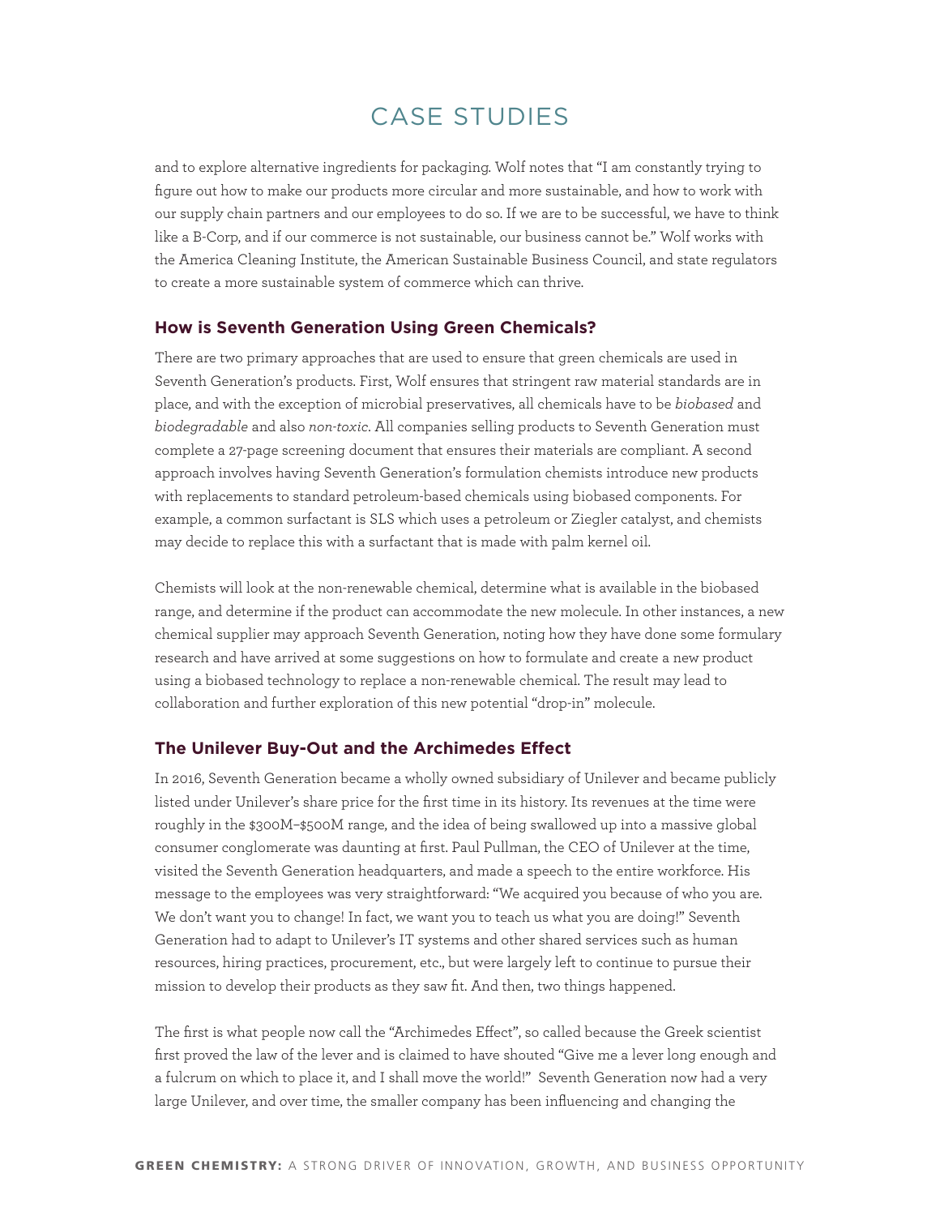and to explore alternative ingredients for packaging. Wolf notes that "I am constantly trying to figure out how to make our products more circular and more sustainable, and how to work with our supply chain partners and our employees to do so. If we are to be successful, we have to think like a B-Corp, and if our commerce is not sustainable, our business cannot be." Wolf works with the America Cleaning Institute, the American Sustainable Business Council, and state regulators to create a more sustainable system of commerce which can thrive.

### How is Seventh Generation Using Green Chemicals?

There are two primary approaches that are used to ensure that green chemicals are used in Seventh Generation's products. First, Wolf ensures that stringent raw material standards are in place, and with the exception of microbial preservatives, all chemicals have to be *biobased* and *biodegradable* and also *non-toxic*. All companies selling products to Seventh Generation must complete a 27-page screening document that ensures their materials are compliant. A second approach involves having Seventh Generation's formulation chemists introduce new products with replacements to standard petroleum-based chemicals using biobased components. For example, a common surfactant is SLS which uses a petroleum or Ziegler catalyst, and chemists may decide to replace this with a surfactant that is made with palm kernel oil.

Chemists will look at the non-renewable chemical, determine what is available in the biobased range, and determine if the product can accommodate the new molecule. In other instances, a new chemical supplier may approach Seventh Generation, noting how they have done some formulary research and have arrived at some suggestions on how to formulate and create a new product using a biobased technology to replace a non-renewable chemical. The result may lead to collaboration and further exploration of this new potential "drop-in" molecule.

### The Unilever Buy-Out and the Archimedes Effect

In 2016, Seventh Generation became a wholly owned subsidiary of Unilever and became publicly listed under Unilever's share price for the first time in its history. Its revenues at the time were roughly in the $300M–$500M range, and the idea of being swallowed up into a massive global consumer conglomerate was daunting at first. Paul Pullman, the CEO of Unilever at the time, visited the Seventh Generation headquarters, and made a speech to the entire workforce. His message to the employees was very straightforward: "We acquired you because of who you are. We don't want you to change! In fact, we want you to teach us what you are doing!" Seventh Generation had to adapt to Unilever's IT systems and other shared services such as human resources, hiring practices, procurement, etc., but were largely left to continue to pursue their mission to develop their products as they saw fit. And then, two things happened.

The first is what people now call the "Archimedes Effect", so called because the Greek scientist first proved the law of the lever and is claimed to have shouted "Give me a lever long enough and a fulcrum on which to place it, and I shall move the world!" Seventh Generation now had a very large Unilever, and over time, the smaller company has been influencing and changing the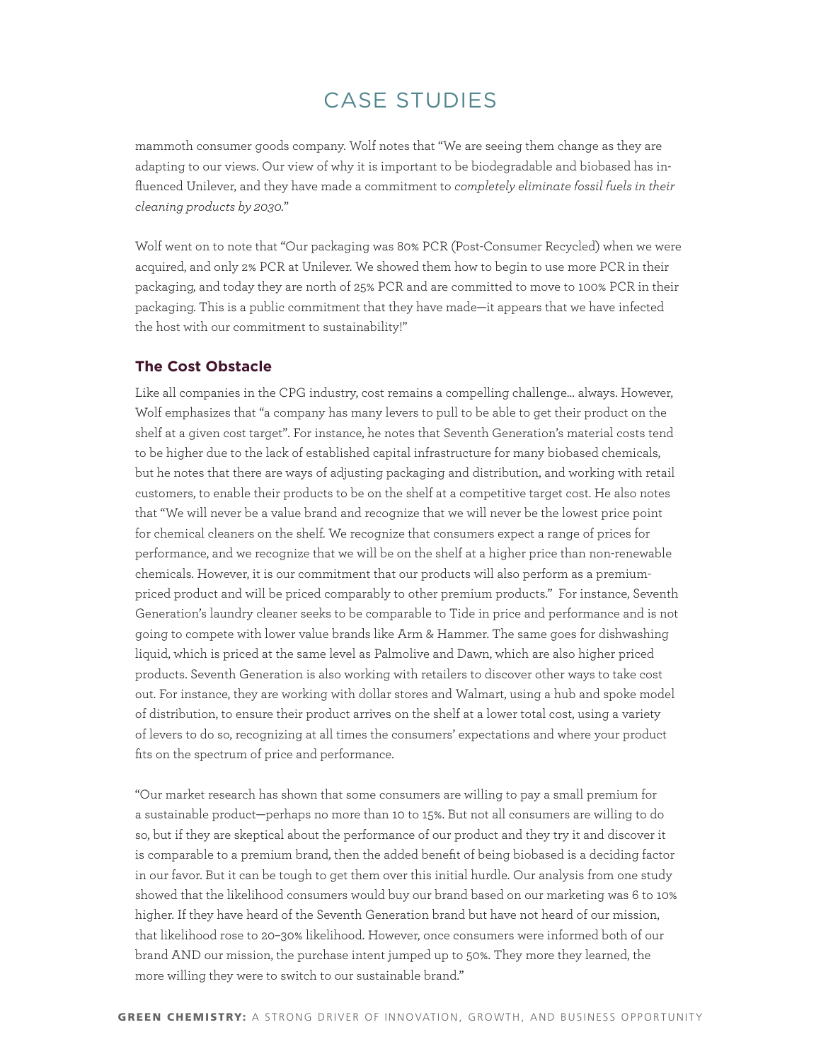mammoth consumer goods company. Wolf notes that "We are seeing them change as they are adapting to our views. Our view of why it is important to be biodegradable and biobased has influenced Unilever, and they have made a commitment to *completely eliminate fossil fuels in their cleaning products by 2030.*"

Wolf went on to note that "Our packaging was 80% PCR (Post-Consumer Recycled) when we were acquired, and only 2% PCR at Unilever. We showed them how to begin to use more PCR in their packaging, and today they are north of 25% PCR and are committed to move to 100% PCR in their packaging. This is a public commitment that they have made—it appears that we have infected the host with our commitment to sustainability!"

### The Cost Obstacle

Like all companies in the CPG industry, cost remains a compelling challenge… always. However, Wolf emphasizes that "a company has many levers to pull to be able to get their product on the shelf at a given cost target". For instance, he notes that Seventh Generation's material costs tend to be higher due to the lack of established capital infrastructure for many biobased chemicals, but he notes that there are ways of adjusting packaging and distribution, and working with retail customers, to enable their products to be on the shelf at a competitive target cost. He also notes that "We will never be a value brand and recognize that we will never be the lowest price point for chemical cleaners on the shelf. We recognize that consumers expect a range of prices for performance, and we recognize that we will be on the shelf at a higher price than non-renewable chemicals. However, it is our commitment that our products will also perform as a premium-priced product and will be priced comparably to other premium products." For instance, Seventh Generation's laundry cleaner seeks to be comparable to Tide in price and performance and is not going to compete with lower value brands like Arm & Hammer. The same goes for dishwashing liquid, which is priced at the same level as Palmolive and Dawn, which are also higher priced products. Seventh Generation is also working with retailers to discover other ways to take cost out. For instance, they are working with dollar stores and Walmart, using a hub and spoke model of distribution, to ensure their product arrives on the shelf at a lower total cost, using a variety of levers to do so, recognizing at all times the consumers' expectations and where your product fits on the spectrum of price and performance.

"Our market research has shown that some consumers are willing to pay a small premium for a sustainable product—perhaps no more than 10 to 15%. But not all consumers are willing to do so, but if they are skeptical about the performance of our product and they try it and discover it is comparable to a premium brand, then the added benefit of being biobased is a deciding factor in our favor. But it can be tough to get them over this initial hurdle. Our analysis from one study showed that the likelihood consumers would buy our brand based on our marketing was 6 to 10% higher. If they have heard of the Seventh Generation brand but have not heard of our mission, that likelihood rose to 20–30% likelihood. However, once consumers were informed both of our brand AND our mission, the purchase intent jumped up to 50%. They more they learned, the more willing they were to switch to our sustainable brand."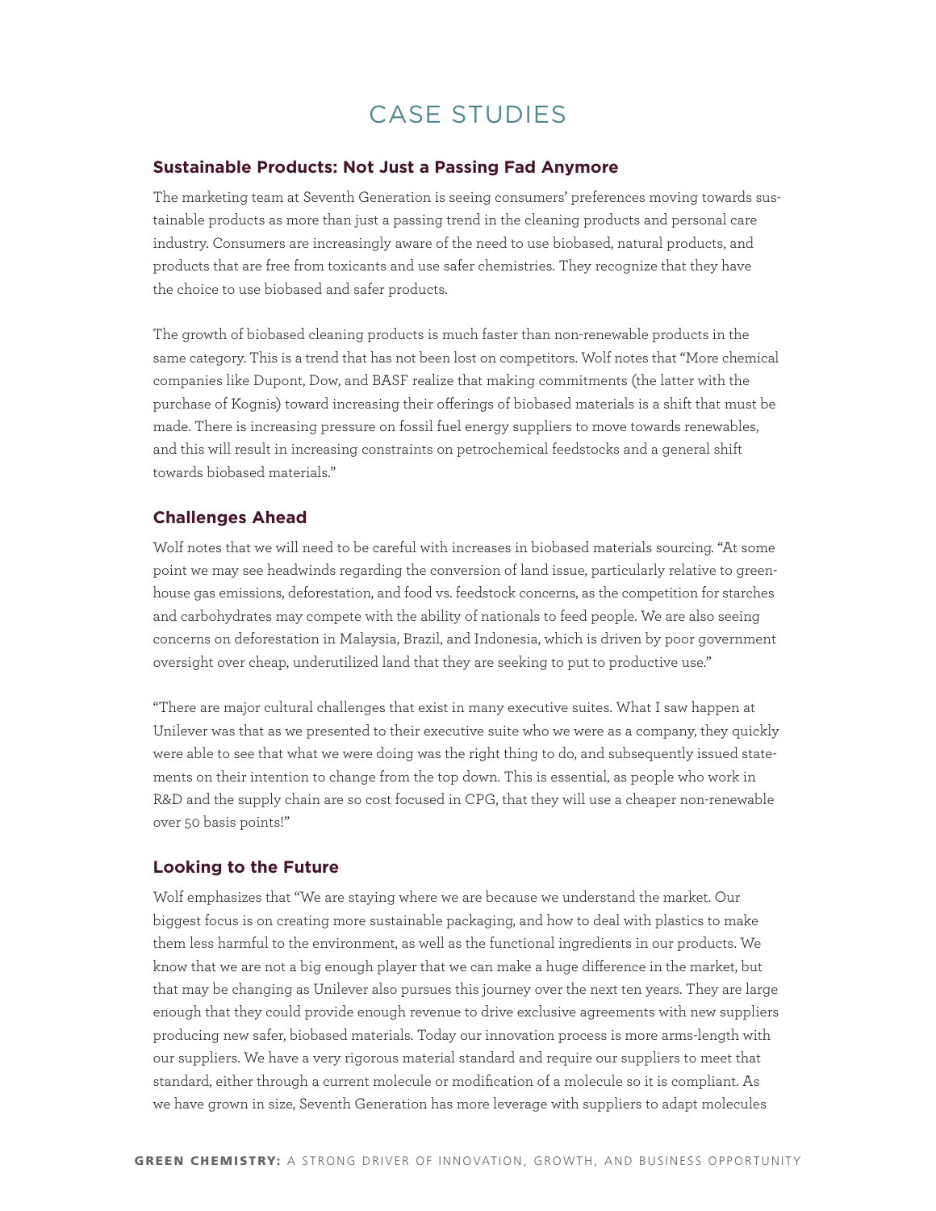# CASE STUDIES

### Sustainable Products: Not Just a Passing Fad Anymore

The marketing team at Seventh Generation is seeing consumers' preferences moving towards sustainable products as more than just a passing trend in the cleaning products and personal care industry. Consumers are increasingly aware of the need to use biobased, natural products, and products that are free from toxicants and use safer chemistries. They recognize that they have the choice to use biobased and safer products.

The growth of biobased cleaning products is much faster than non-renewable products in the same category. This is a trend that has not been lost on competitors. Wolf notes that "More chemical companies like Dupont, Dow, and BASF realize that making commitments (the latter with the purchase of Kognis) toward increasing their offerings of biobased materials is a shift that must be made. There is increasing pressure on fossil fuel energy suppliers to move towards renewables, and this will result in increasing constraints on petrochemical feedstocks and a general shift towards biobased materials."

### Challenges Ahead

Wolf notes that we will need to be careful with increases in biobased materials sourcing. "At some point we may see headwinds regarding the conversion of land issue, particularly relative to greenhouse gas emissions, deforestation, and food vs. feedstock concerns, as the competition for starches and carbohydrates may compete with the ability of nationals to feed people. We are also seeing concerns on deforestation in Malaysia, Brazil, and Indonesia, which is driven by poor government oversight over cheap, underutilized land that they are seeking to put to productive use."

"There are major cultural challenges that exist in many executive suites. What I saw happen at Unilever was that as we presented to their executive suite who we were as a company, they quickly were able to see that what we were doing was the right thing to do, and subsequently issued statements on their intention to change from the top down. This is essential, as people who work in R&D and the supply chain are so cost focused in CPG, that they will use a cheaper non-renewable over 50 basis points!"

### Looking to the Future

Wolf emphasizes that "We are staying where we are because we understand the market. Our biggest focus is on creating more sustainable packaging, and how to deal with plastics to make them less harmful to the environment, as well as the functional ingredients in our products. We know that we are not a big enough player that we can make a huge difference in the market, but that may be changing as Unilever also pursues this journey over the next ten years. They are large enough that they could provide enough revenue to drive exclusive agreements with new suppliers producing new safer, biobased materials. Today our innovation process is more arms-length with our suppliers. We have a very rigorous material standard and require our suppliers to meet that standard, either through a current molecule or modification of a molecule so it is compliant. As we have grown in size, Seventh Generation has more leverage with suppliers to adapt molecules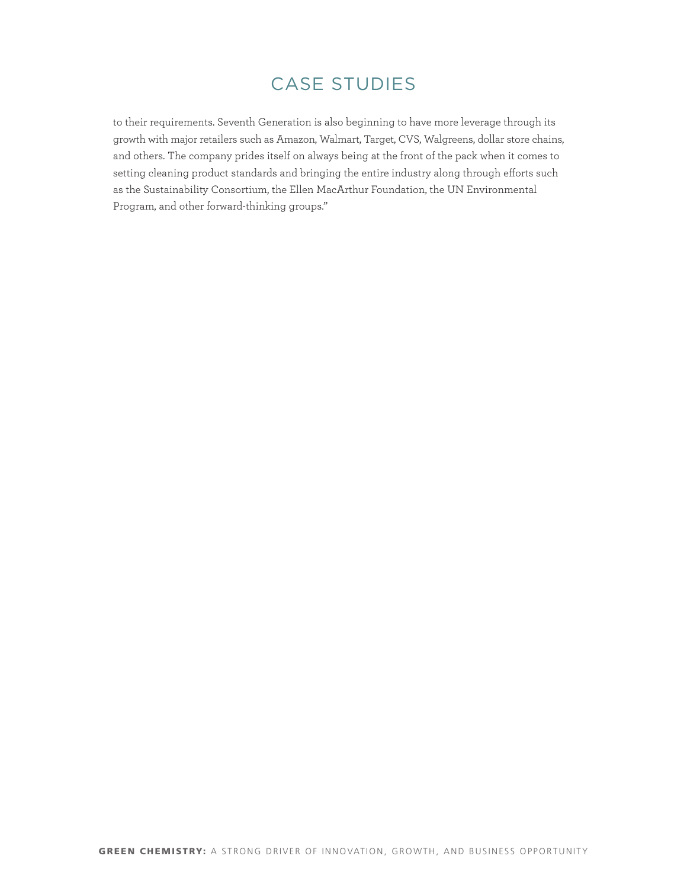to their requirements. Seventh Generation is also beginning to have more leverage through its growth with major retailers such as Amazon, Walmart, Target, CVS, Walgreens, dollar store chains, and others. The company prides itself on always being at the front of the pack when it comes to setting cleaning product standards and bringing the entire industry along through efforts such as the Sustainability Consortium, the Ellen MacArthur Foundation, the UN Environmental Program, and other forward-thinking groups."